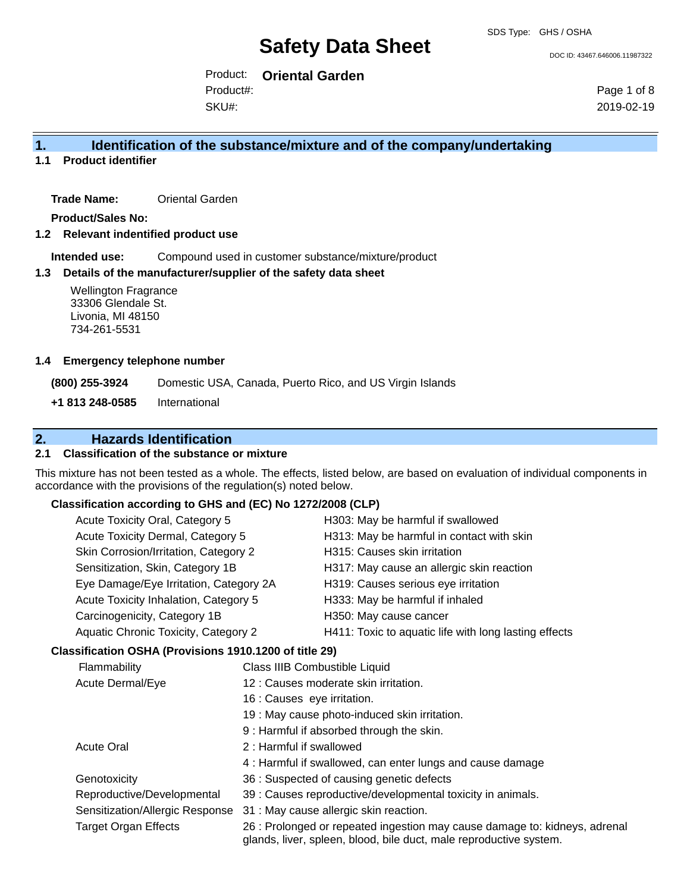# Safety Data Sheet

SDS Type: GHS / OSHA

DOC ID: 43467.646006.11987322

Product: **Oriental Garden**
Product#:
SKU#:

2019-02-19

## 1. Identification of the substance/mixture and of the company/undertaking

### 1.1 Product identifier

**Trade Name:** Oriental Garden

**Product/Sales No:**

### 1.2 Relevant indentified product use

**Intended use:** Compound used in customer substance/mixture/product

### 1.3 Details of the manufacturer/supplier of the safety data sheet

Wellington Fragrance
33306 Glendale St.
Livonia, MI 48150
734-261-5531

### 1.4 Emergency telephone number

| | |
|---|---|
| **(800) 255-3924** | Domestic USA, Canada, Puerto Rico, and US Virgin Islands |
| **+1 813 248-0585** | International |

## 2. Hazards Identification

### 2.1 Classification of the substance or mixture

This mixture has not been tested as a whole. The effects, listed below, are based on evaluation of individual components in accordance with the provisions of the regulation(s) noted below.

**Classification according to GHS and (EC) No 1272/2008 (CLP)**

| | |
|---|---|
| Acute Toxicity Oral, Category 5 | H303: May be harmful if swallowed |
| Acute Toxicity Dermal, Category 5 | H313: May be harmful in contact with skin |
| Skin Corrosion/Irritation, Category 2 | H315: Causes skin irritation |
| Sensitization, Skin, Category 1B | H317: May cause an allergic skin reaction |
| Eye Damage/Eye Irritation, Category 2A | H319: Causes serious eye irritation |
| Acute Toxicity Inhalation, Category 5 | H333: May be harmful if inhaled |
| Carcinogenicity, Category 1B | H350: May cause cancer |
| Aquatic Chronic Toxicity, Category 2 | H411: Toxic to aquatic life with long lasting effects |

**Classification OSHA (Provisions 1910.1200 of title 29)**

| | |
|---|---|
| Flammability | Class IIIB Combustible Liquid |
| Acute Dermal/Eye | 12 : Causes moderate skin irritation. |
| | 16 : Causes eye irritation. |
| | 19 : May cause photo-induced skin irritation. |
| | 9 : Harmful if absorbed through the skin. |
| Acute Oral | 2 : Harmful if swallowed |
| | 4 : Harmful if swallowed, can enter lungs and cause damage |
| Genotoxicity | 36 : Suspected of causing genetic defects |
| Reproductive/Developmental | 39 : Causes reproductive/developmental toxicity in animals. |
| Sensitization/Allergic Response | 31 : May cause allergic skin reaction. |
| Target Organ Effects | 26 : Prolonged or repeated ingestion may cause damage to: kidneys, adrenal glands, liver, spleen, blood, bile duct, male reproductive system. |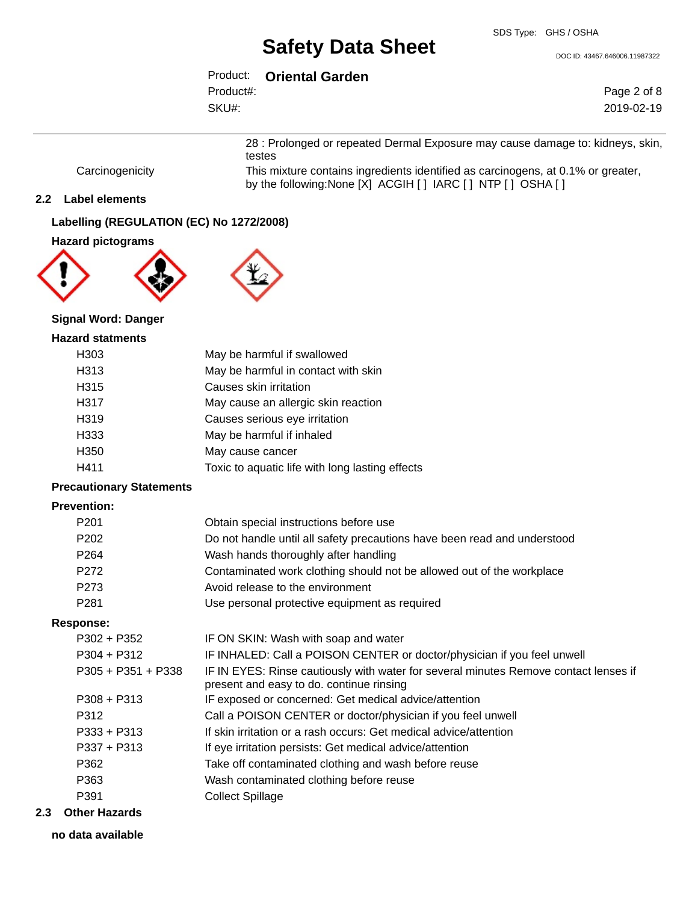| | |
|---|---|
| | 28 : Prolonged or repeated Dermal Exposure may cause damage to: kidneys, skin, testes |
| Carcinogenicity | This mixture contains ingredients identified as carcinogens, at 0.1% or greater, by the following:None [X] ACGIH [ ] IARC [ ] NTP [ ] OSHA [ ] |

## 2.2 Label elements

### Labelling (REGULATION (EC) No 1272/2008)

### Hazard pictograms

**Signal Word: Danger**

### Hazard statments

| | |
|---|---|
| H303 | May be harmful if swallowed |
| H313 | May be harmful in contact with skin |
| H315 | Causes skin irritation |
| H317 | May cause an allergic skin reaction |
| H319 | Causes serious eye irritation |
| H333 | May be harmful if inhaled |
| H350 | May cause cancer |
| H411 | Toxic to aquatic life with long lasting effects |

### Precautionary Statements

**Prevention:**

| | |
|---|---|
| P201 | Obtain special instructions before use |
| P202 | Do not handle until all safety precautions have been read and understood |
| P264 | Wash hands thoroughly after handling |
| P272 | Contaminated work clothing should not be allowed out of the workplace |
| P273 | Avoid release to the environment |
| P281 | Use personal protective equipment as required |

**Response:**

| | |
|---|---|
| P302 + P352 | IF ON SKIN: Wash with soap and water |
| P304 + P312 | IF INHALED: Call a POISON CENTER or doctor/physician if you feel unwell |
| P305 + P351 + P338 | IF IN EYES: Rinse cautiously with water for several minutes Remove contact lenses if present and easy to do. continue rinsing |
| P308 + P313 | IF exposed or concerned: Get medical advice/attention |
| P312 | Call a POISON CENTER or doctor/physician if you feel unwell |
| P333 + P313 | If skin irritation or a rash occurs: Get medical advice/attention |
| P337 + P313 | If eye irritation persists: Get medical advice/attention |
| P362 | Take off contaminated clothing and wash before reuse |
| P363 | Wash contaminated clothing before reuse |
| P391 | Collect Spillage |

## 2.3 Other Hazards

**no data available**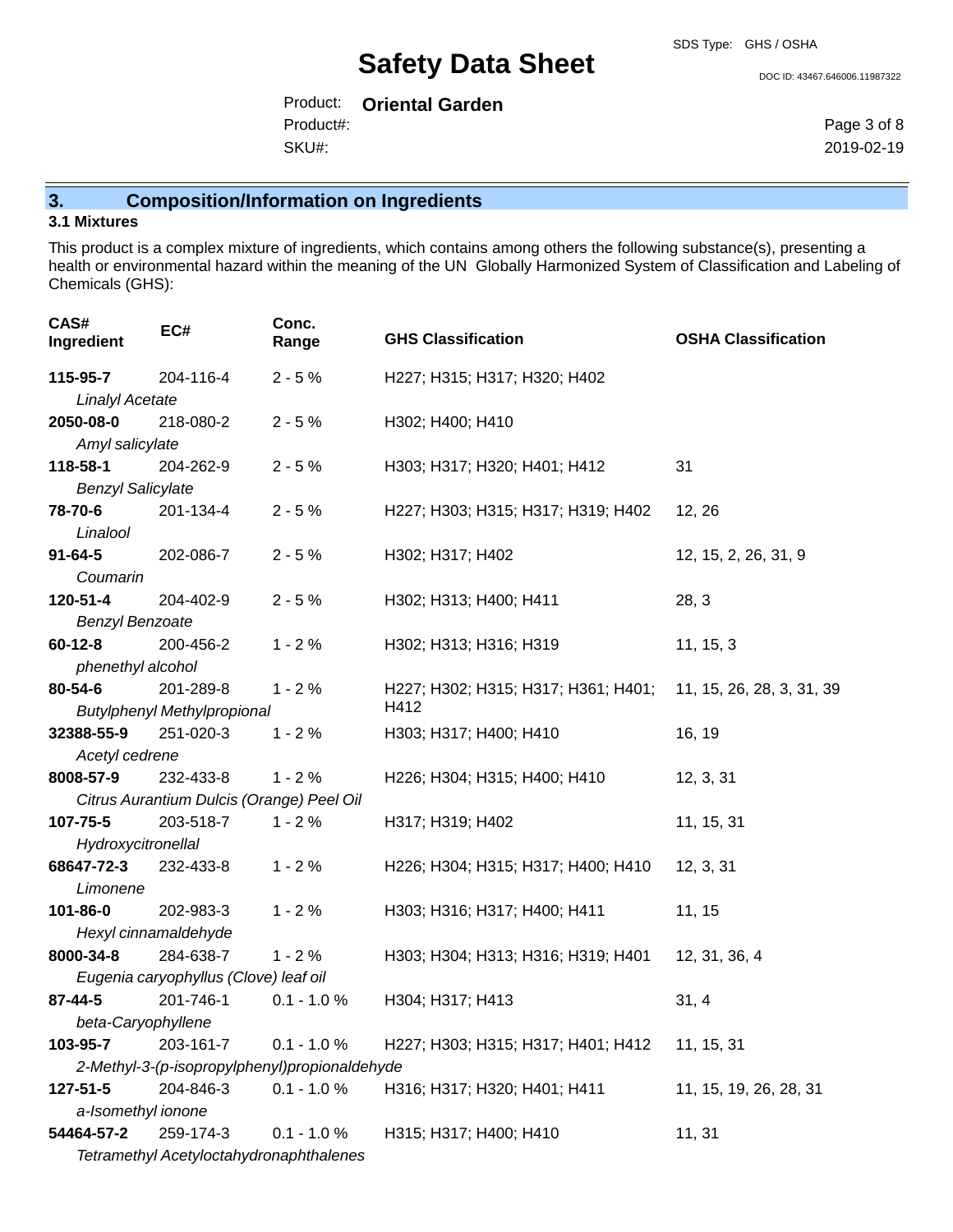## 3. Composition/Information on Ingredients

### 3.1 Mixtures

This product is a complex mixture of ingredients, which contains among others the following substance(s), presenting a health or environmental hazard within the meaning of the UN Globally Harmonized System of Classification and Labeling of Chemicals (GHS):

| CAS# Ingredient | EC# | Conc. Range | GHS Classification | OSHA Classification |
|---|---|---|---|---|
| **115-95-7** *Linalyl Acetate* | 204-116-4 | 2 - 5 % | H227; H315; H317; H320; H402 | |
| **2050-08-0** *Amyl salicylate* | 218-080-2 | 2 - 5 % | H302; H400; H410 | |
| **118-58-1** *Benzyl Salicylate* | 204-262-9 | 2 - 5 % | H303; H317; H320; H401; H412 | 31 |
| **78-70-6** *Linalool* | 201-134-4 | 2 - 5 % | H227; H303; H315; H317; H319; H402 | 12, 26 |
| **91-64-5** *Coumarin* | 202-086-7 | 2 - 5 % | H302; H317; H402 | 12, 15, 2, 26, 31, 9 |
| **120-51-4** *Benzyl Benzoate* | 204-402-9 | 2 - 5 % | H302; H313; H400; H411 | 28, 3 |
| **60-12-8** *phenethyl alcohol* | 200-456-2 | 1 - 2 % | H302; H313; H316; H319 | 11, 15, 3 |
| **80-54-6** *Butylphenyl Methylpropional* | 201-289-8 | 1 - 2 % | H227; H302; H315; H317; H361; H401; H412 | 11, 15, 26, 28, 3, 31, 39 |
| **32388-55-9** *Acetyl cedrene* | 251-020-3 | 1 - 2 % | H303; H317; H400; H410 | 16, 19 |
| **8008-57-9** *Citrus Aurantium Dulcis (Orange) Peel Oil* | 232-433-8 | 1 - 2 % | H226; H304; H315; H400; H410 | 12, 3, 31 |
| **107-75-5** *Hydroxycitronellal* | 203-518-7 | 1 - 2 % | H317; H319; H402 | 11, 15, 31 |
| **68647-72-3** *Limonene* | 232-433-8 | 1 - 2 % | H226; H304; H315; H317; H400; H410 | 12, 3, 31 |
| **101-86-0** *Hexyl cinnamaldehyde* | 202-983-3 | 1 - 2 % | H303; H316; H317; H400; H411 | 11, 15 |
| **8000-34-8** *Eugenia caryophyllus (Clove) leaf oil* | 284-638-7 | 1 - 2 % | H303; H304; H313; H316; H319; H401 | 12, 31, 36, 4 |
| **87-44-5** *beta-Caryophyllene* | 201-746-1 | 0.1 - 1.0 % | H304; H317; H413 | 31, 4 |
| **103-95-7** *2-Methyl-3-(p-isopropylphenyl)propionaldehyde* | 203-161-7 | 0.1 - 1.0 % | H227; H303; H315; H317; H401; H412 | 11, 15, 31 |
| **127-51-5** *a-Isomethyl ionone* | 204-846-3 | 0.1 - 1.0 % | H316; H317; H320; H401; H411 | 11, 15, 19, 26, 28, 31 |
| **54464-57-2** *Tetramethyl Acetyloctahydronaphthalenes* | 259-174-3 | 0.1 - 1.0 % | H315; H317; H400; H410 | 11, 31 |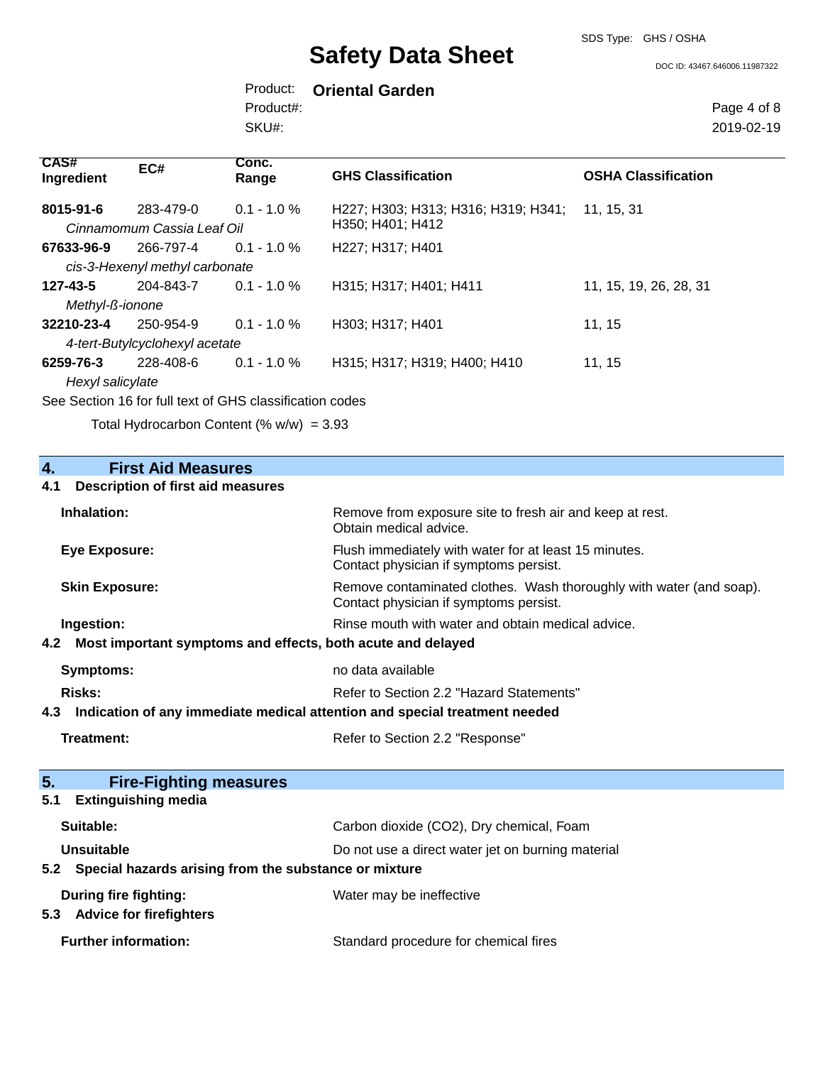| CAS# Ingredient | EC# | Conc. Range | GHS Classification | OSHA Classification |
|---|---|---|---|---|
| **8015-91-6** | 283-479-0 | 0.1 - 1.0 % | H227; H303; H313; H316; H319; H341; H350; H401; H412 | 11, 15, 31 |
| *Cinnamomum Cassia Leaf Oil* | | | | |
| **67633-96-9** | 266-797-4 | 0.1 - 1.0 % | H227; H317; H401 | |
| *cis-3-Hexenyl methyl carbonate* | | | | |
| **127-43-5** | 204-843-7 | 0.1 - 1.0 % | H315; H317; H401; H411 | 11, 15, 19, 26, 28, 31 |
| *Methyl-ß-ionone* | | | | |
| **32210-23-4** | 250-954-9 | 0.1 - 1.0 % | H303; H317; H401 | 11, 15 |
| *4-tert-Butylcyclohexyl acetate* | | | | |
| **6259-76-3** | 228-408-6 | 0.1 - 1.0 % | H315; H317; H319; H400; H410 | 11, 15 |
| *Hexyl salicylate* | | | | |

See Section 16 for full text of GHS classification codes

Total Hydrocarbon Content (% w/w) = 3.93

## 4. First Aid Measures

### 4.1 Description of first aid measures

**Inhalation:** Remove from exposure site to fresh air and keep at rest. Obtain medical advice.

**Eye Exposure:** Flush immediately with water for at least 15 minutes. Contact physician if symptoms persist.

**Skin Exposure:** Remove contaminated clothes. Wash thoroughly with water (and soap). Contact physician if symptoms persist.

**Ingestion:** Rinse mouth with water and obtain medical advice.

### 4.2 Most important symptoms and effects, both acute and delayed

**Symptoms:** no data available

**Risks:** Refer to Section 2.2 "Hazard Statements"

### 4.3 Indication of any immediate medical attention and special treatment needed

**Treatment:** Refer to Section 2.2 "Response"

## 5. Fire-Fighting measures

### 5.1 Extinguishing media

**Suitable:** Carbon dioxide ($CO_2$), Dry chemical, Foam

**Unsuitable** Do not use a direct water jet on burning material

### 5.2 Special hazards arising from the substance or mixture

**During fire fighting:** Water may be ineffective

### 5.3 Advice for firefighters

**Further information:** Standard procedure for chemical fires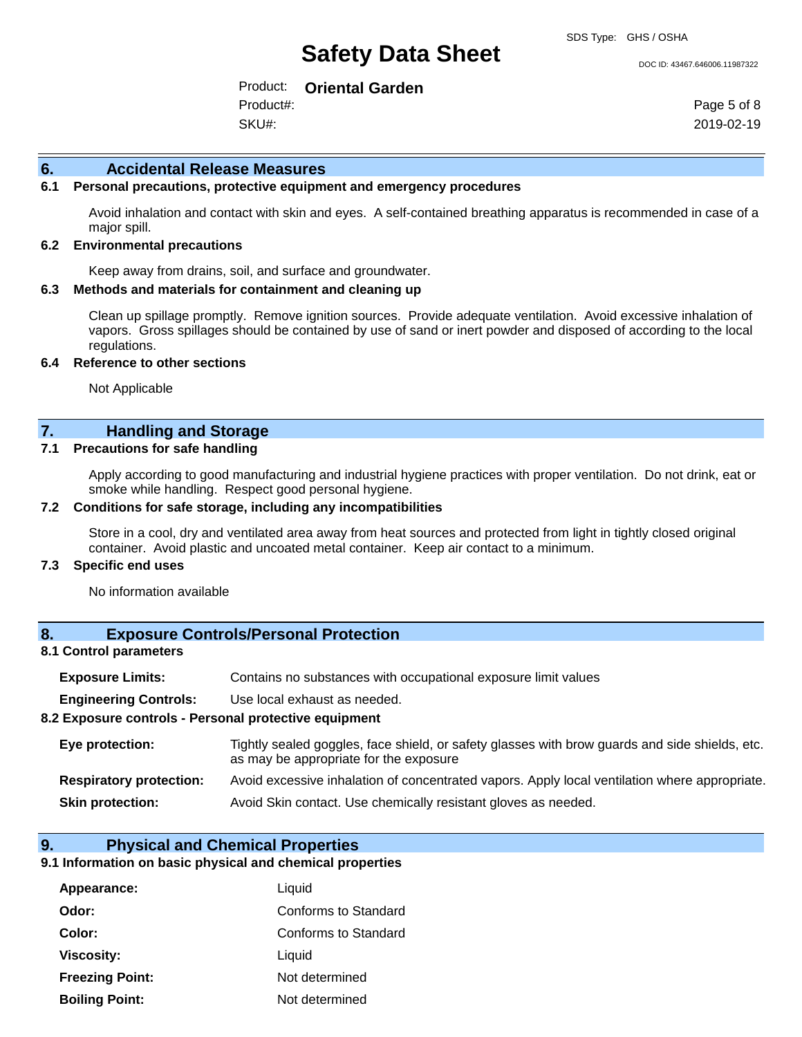## 6. Accidental Release Measures

### 6.1 Personal precautions, protective equipment and emergency procedures

Avoid inhalation and contact with skin and eyes. A self-contained breathing apparatus is recommended in case of a major spill.

### 6.2 Environmental precautions

Keep away from drains, soil, and surface and groundwater.

### 6.3 Methods and materials for containment and cleaning up

Clean up spillage promptly. Remove ignition sources. Provide adequate ventilation. Avoid excessive inhalation of vapors. Gross spillages should be contained by use of sand or inert powder and disposed of according to the local regulations.

### 6.4 Reference to other sections

Not Applicable

## 7. Handling and Storage

### 7.1 Precautions for safe handling

Apply according to good manufacturing and industrial hygiene practices with proper ventilation. Do not drink, eat or smoke while handling. Respect good personal hygiene.

### 7.2 Conditions for safe storage, including any incompatibilities

Store in a cool, dry and ventilated area away from heat sources and protected from light in tightly closed original container. Avoid plastic and uncoated metal container. Keep air contact to a minimum.

### 7.3 Specific end uses

No information available

## 8. Exposure Controls/Personal Protection

### 8.1 Control parameters

**Exposure Limits:** Contains no substances with occupational exposure limit values

**Engineering Controls:** Use local exhaust as needed.

### 8.2 Exposure controls - Personal protective equipment

**Eye protection:** Tightly sealed goggles, face shield, or safety glasses with brow guards and side shields, etc. as may be appropriate for the exposure

**Respiratory protection:** Avoid excessive inhalation of concentrated vapors. Apply local ventilation where appropriate.

**Skin protection:** Avoid Skin contact. Use chemically resistant gloves as needed.

## 9. Physical and Chemical Properties

### 9.1 Information on basic physical and chemical properties

**Appearance:** Liquid

**Odor:** Conforms to Standard

**Color:** Conforms to Standard

**Viscosity:** Liquid

**Freezing Point:** Not determined

**Boiling Point:** Not determined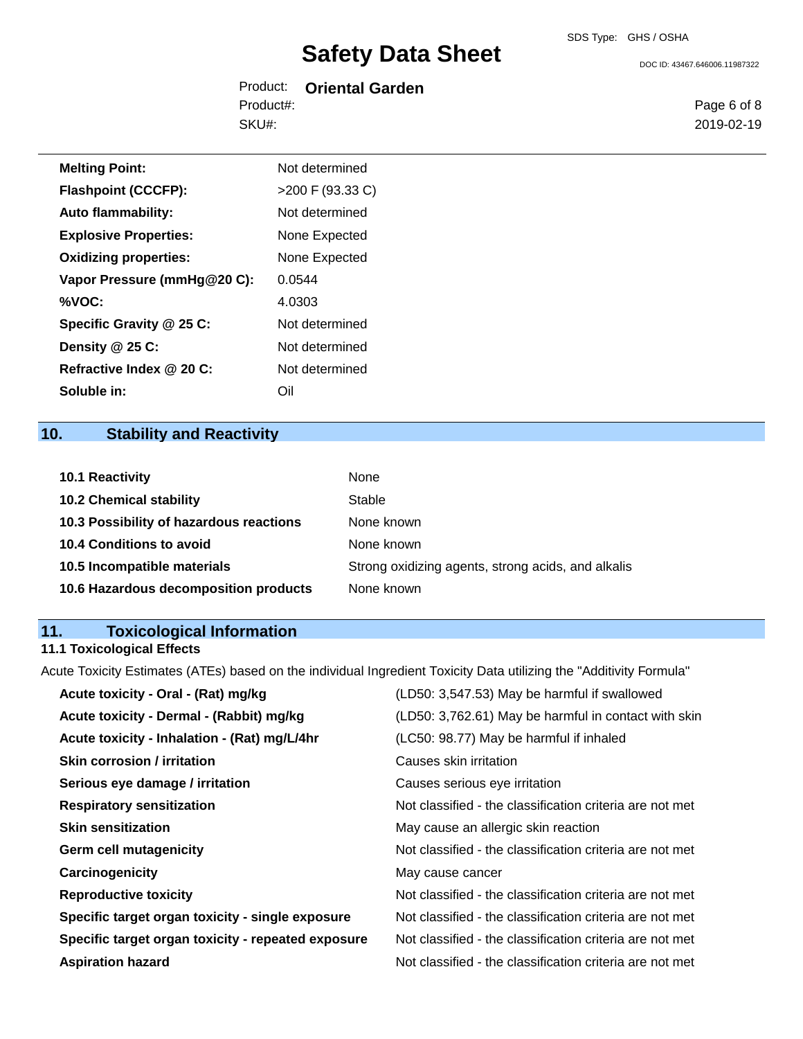| | |
|---|---|
| **Melting Point:** | Not determined |
| **Flashpoint (CCCFP):** | >200 F (93.33 C) |
| **Auto flammability:** | Not determined |
| **Explosive Properties:** | None Expected |
| **Oxidizing properties:** | None Expected |
| **Vapor Pressure (mmHg@20 C):** | 0.0544 |
| **%VOC:** | 4.0303 |
| **Specific Gravity @ 25 C:** | Not determined |
| **Density @ 25 C:** | Not determined |
| **Refractive Index @ 20 C:** | Not determined |
| **Soluble in:** | Oil |

## 10. Stability and Reactivity

| | |
|---|---|
| **10.1 Reactivity** | None |
| **10.2 Chemical stability** | Stable |
| **10.3 Possibility of hazardous reactions** | None known |
| **10.4 Conditions to avoid** | None known |
| **10.5 Incompatible materials** | Strong oxidizing agents, strong acids, and alkalis |
| **10.6 Hazardous decomposition products** | None known |

## 11. Toxicological Information

### 11.1 Toxicological Effects

Acute Toxicity Estimates (ATEs) based on the individual Ingredient Toxicity Data utilizing the "Additivity Formula"

| | |
|---|---|
| **Acute toxicity - Oral - (Rat) mg/kg** | (LD50: 3,547.53) May be harmful if swallowed |
| **Acute toxicity - Dermal - (Rabbit) mg/kg** | (LD50: 3,762.61) May be harmful in contact with skin |
| **Acute toxicity - Inhalation - (Rat) mg/L/4hr** | (LC50: 98.77) May be harmful if inhaled |
| **Skin corrosion / irritation** | Causes skin irritation |
| **Serious eye damage / irritation** | Causes serious eye irritation |
| **Respiratory sensitization** | Not classified - the classification criteria are not met |
| **Skin sensitization** | May cause an allergic skin reaction |
| **Germ cell mutagenicity** | Not classified - the classification criteria are not met |
| **Carcinogenicity** | May cause cancer |
| **Reproductive toxicity** | Not classified - the classification criteria are not met |
| **Specific target organ toxicity - single exposure** | Not classified - the classification criteria are not met |
| **Specific target organ toxicity - repeated exposure** | Not classified - the classification criteria are not met |
| **Aspiration hazard** | Not classified - the classification criteria are not met |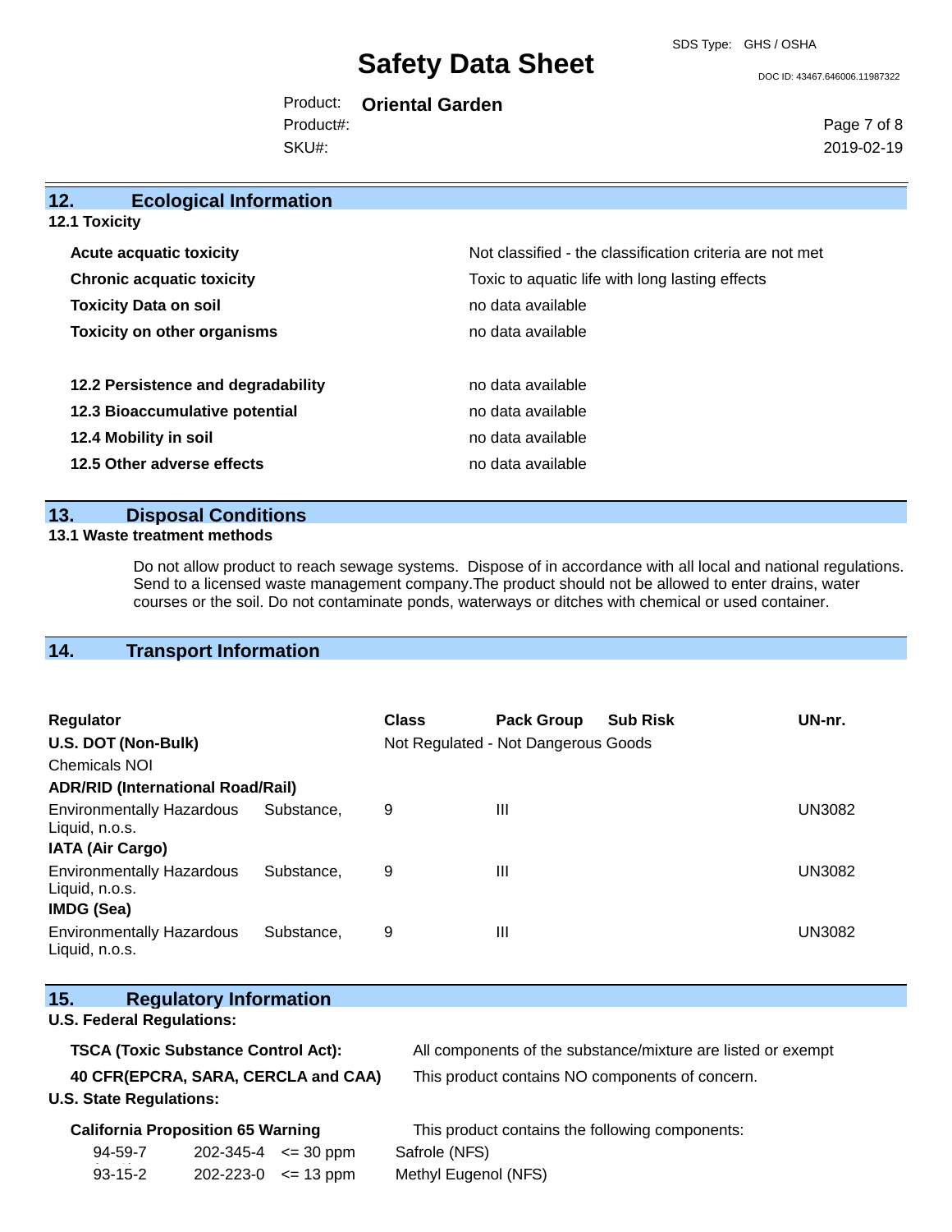## 12. Ecological Information

### 12.1 Toxicity

| | |
|---|---|
| **Acute acquatic toxicity** | Not classified - the classification criteria are not met |
| **Chronic acquatic toxicity** | Toxic to aquatic life with long lasting effects |
| **Toxicity Data on soil** | no data available |
| **Toxicity on other organisms** | no data available |
| **12.2 Persistence and degradability** | no data available |
| **12.3 Bioaccumulative potential** | no data available |
| **12.4 Mobility in soil** | no data available |
| **12.5 Other adverse effects** | no data available |

## 13. Disposal Conditions

### 13.1 Waste treatment methods

Do not allow product to reach sewage systems. Dispose of in accordance with all local and national regulations. Send to a licensed waste management company.The product should not be allowed to enter drains, water courses or the soil. Do not contaminate ponds, waterways or ditches with chemical or used container.

## 14. Transport Information

| Regulator | Class | Pack Group | Sub Risk | UN-nr. |
|---|---|---|---|---|
| **U.S. DOT (Non-Bulk)** | Not Regulated - Not Dangerous Goods | | | |
| Chemicals NOI | | | | |
| **ADR/RID (International Road/Rail)** | | | | |
| Environmentally Hazardous Substance, Liquid, n.o.s. | 9 | III | | UN3082 |
| **IATA (Air Cargo)** | | | | |
| Environmentally Hazardous Substance, Liquid, n.o.s. | 9 | III | | UN3082 |
| **IMDG (Sea)** | | | | |
| Environmentally Hazardous Substance, Liquid, n.o.s. | 9 | III | | UN3082 |

## 15. Regulatory Information

**U.S. Federal Regulations:**

| | |
|---|---|
| **TSCA (Toxic Substance Control Act):** | All components of the substance/mixture are listed or exempt |
| **40 CFR(EPCRA, SARA, CERCLA and CAA)** | This product contains NO components of concern. |

**U.S. State Regulations:**

**California Proposition 65 Warning** — This product contains the following components:

| | | | |
|---|---|---|---|
| 94-59-7 | 202-345-4 | <= 30 ppm | Safrole (NFS) |
| 93-15-2 | 202-223-0 | <= 13 ppm | Methyl Eugenol (NFS) |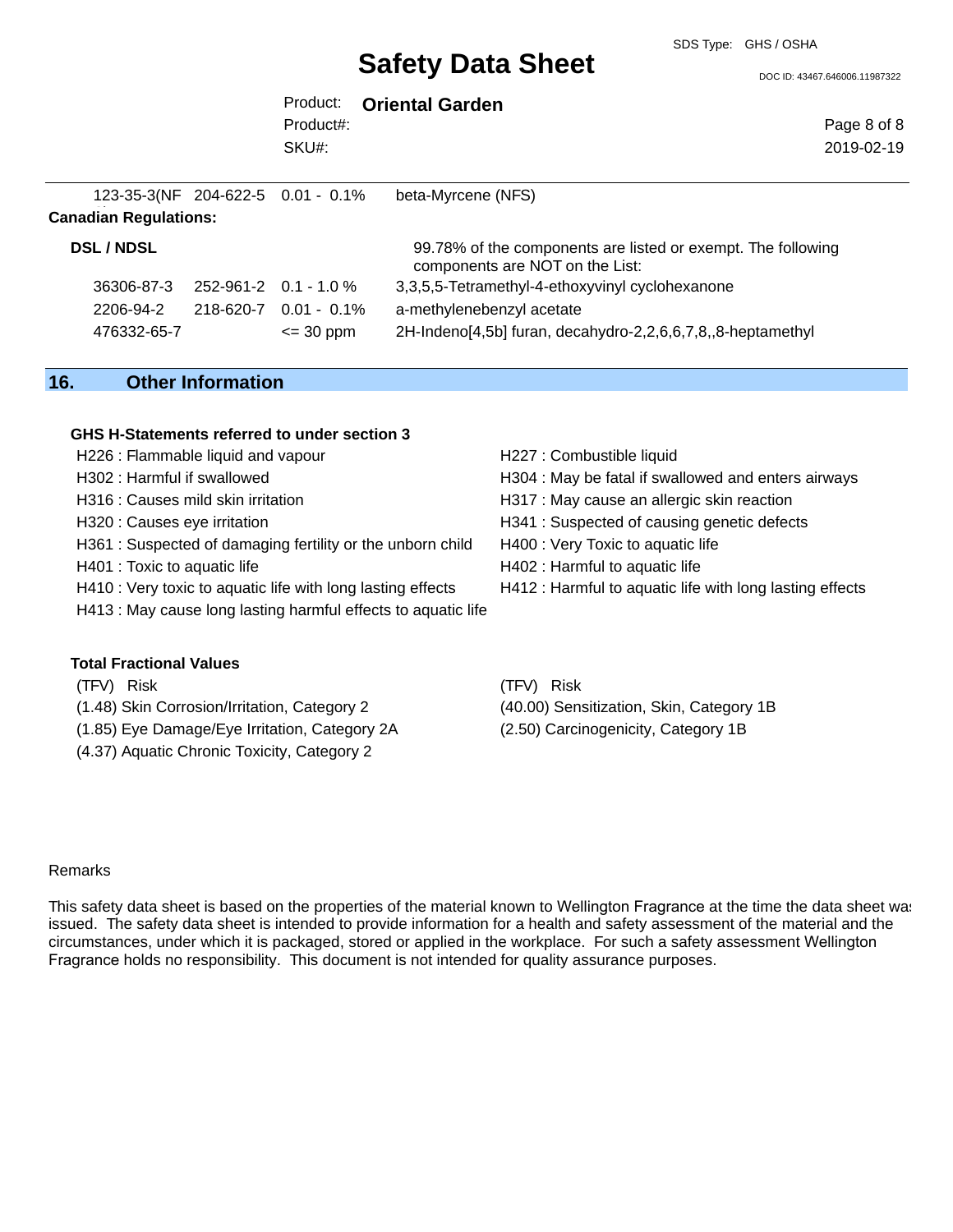| | | | |
|---|---|---|---|
| 123-35-3(NF | 204-622-5 | 0.01 - 0.1% | beta-Myrcene (NFS) |

**Canadian Regulations:**

**DSL / NDSL**

99.78% of the components are listed or exempt. The following components are NOT on the List:

| | | | |
|---|---|---|---|
| 36306-87-3 | 252-961-2 | 0.1 - 1.0 % | 3,3,5,5-Tetramethyl-4-ethoxyvinyl cyclohexanone |
| 2206-94-2 | 218-620-7 | 0.01 - 0.1% | a-methylenebenzyl acetate |
| 476332-65-7 | | <= 30 ppm | 2H-Indeno[4,5b] furan, decahydro-2,2,6,6,7,8,,8-heptamethyl |

## 16. Other Information

**GHS H-Statements referred to under section 3**

H226 : Flammable liquid and vapour
H227 : Combustible liquid
H302 : Harmful if swallowed
H304 : May be fatal if swallowed and enters airways
H316 : Causes mild skin irritation
H317 : May cause an allergic skin reaction
H320 : Causes eye irritation
H341 : Suspected of causing genetic defects
H361 : Suspected of damaging fertility or the unborn child
H400 : Very Toxic to aquatic life
H401 : Toxic to aquatic life
H402 : Harmful to aquatic life
H410 : Very toxic to aquatic life with long lasting effects
H412 : Harmful to aquatic life with long lasting effects
H413 : May cause long lasting harmful effects to aquatic life

**Total Fractional Values**

| (TFV) | Risk |
|---|---|
| (1.48) | Skin Corrosion/Irritation, Category 2 |
| (1.85) | Eye Damage/Eye Irritation, Category 2A |
| (4.37) | Aquatic Chronic Toxicity, Category 2 |
| (40.00) | Sensitization, Skin, Category 1B |
| (2.50) | Carcinogenicity, Category 1B |

Remarks

This safety data sheet is based on the properties of the material known to Wellington Fragrance at the time the data sheet was issued. The safety data sheet is intended to provide information for a health and safety assessment of the material and the circumstances, under which it is packaged, stored or applied in the workplace. For such a safety assessment Wellington Fragrance holds no responsibility. This document is not intended for quality assurance purposes.